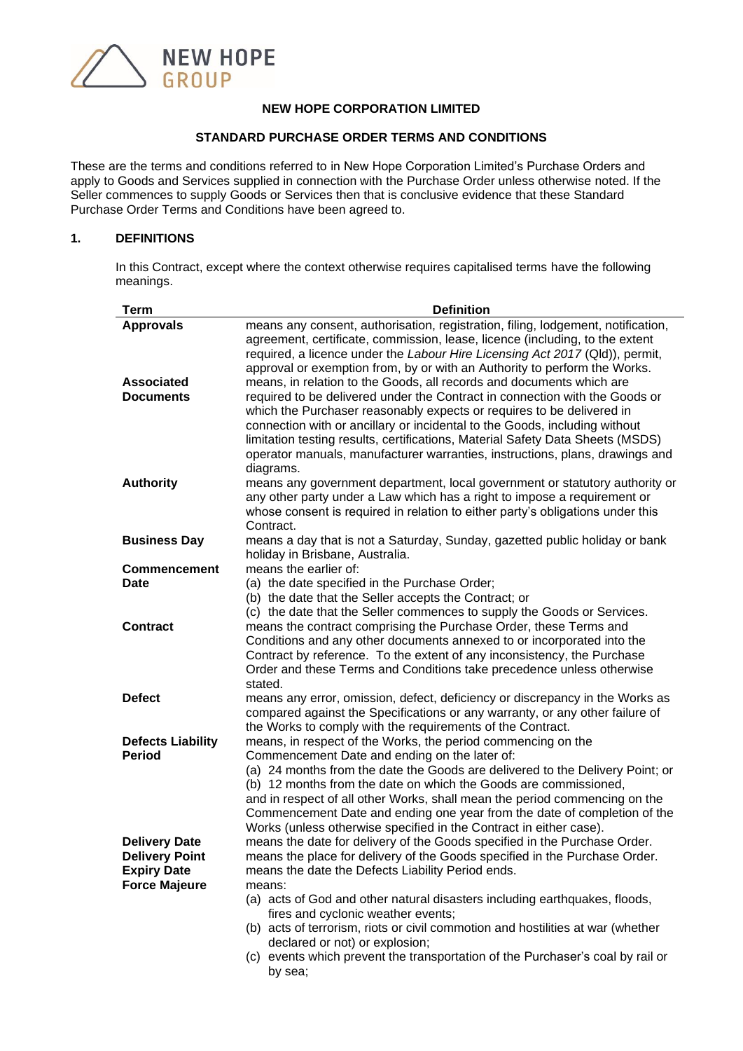**NEW HOPE CORPORATION LIMITED**

**STANDARD PURCHASE ORDER TERMS AND CONDITIONS**

These are the terms and conditions referred to in New Hope Corporation Limited's Purchase Orders and apply to Goods and Services supplied in connection with the Purchase Order unless otherwise noted. If the Seller commences to supply Goods or Services then that is conclusive evidence that these Standard Purchase Order Terms and Conditions have been agreed to.

## 1. DEFINITIONS

In this Contract, except where the context otherwise requires capitalised terms have the following meanings.

| Term | Definition |
|---|---|
| **Approvals** | means any consent, authorisation, registration, filing, lodgement, notification, agreement, certificate, commission, lease, licence (including, to the extent required, a licence under the *Labour Hire Licensing Act 2017* (Qld)), permit, approval or exemption from, by or with an Authority to perform the Works. |
| **Associated Documents** | means, in relation to the Goods, all records and documents which are required to be delivered under the Contract in connection with the Goods or which the Purchaser reasonably expects or requires to be delivered in connection with or ancillary or incidental to the Goods, including without limitation testing results, certifications, Material Safety Data Sheets (MSDS) operator manuals, manufacturer warranties, instructions, plans, drawings and diagrams. |
| **Authority** | means any government department, local government or statutory authority or any other party under a Law which has a right to impose a requirement or whose consent is required in relation to either party's obligations under this Contract. |
| **Business Day** | means a day that is not a Saturday, Sunday, gazetted public holiday or bank holiday in Brisbane, Australia. |
| **Commencement Date** | means the earlier of:<br>(a) the date specified in the Purchase Order;<br>(b) the date that the Seller accepts the Contract; or<br>(c) the date that the Seller commences to supply the Goods or Services. |
| **Contract** | means the contract comprising the Purchase Order, these Terms and Conditions and any other documents annexed to or incorporated into the Contract by reference. To the extent of any inconsistency, the Purchase Order and these Terms and Conditions take precedence unless otherwise stated. |
| **Defect** | means any error, omission, defect, deficiency or discrepancy in the Works as compared against the Specifications or any warranty, or any other failure of the Works to comply with the requirements of the Contract. |
| **Defects Liability Period** | means, in respect of the Works, the period commencing on the Commencement Date and ending on the later of:<br>(a) 24 months from the date the Goods are delivered to the Delivery Point; or<br>(b) 12 months from the date on which the Goods are commissioned,<br>and in respect of all other Works, shall mean the period commencing on the Commencement Date and ending one year from the date of completion of the Works (unless otherwise specified in the Contract in either case). |
| **Delivery Date** | means the date for delivery of the Goods specified in the Purchase Order. |
| **Delivery Point** | means the place for delivery of the Goods specified in the Purchase Order. |
| **Expiry Date** | means the date the Defects Liability Period ends. |
| **Force Majeure** | means:<br>(a) acts of God and other natural disasters including earthquakes, floods, fires and cyclonic weather events;<br>(b) acts of terrorism, riots or civil commotion and hostilities at war (whether declared or not) or explosion;<br>(c) events which prevent the transportation of the Purchaser's coal by rail or by sea; |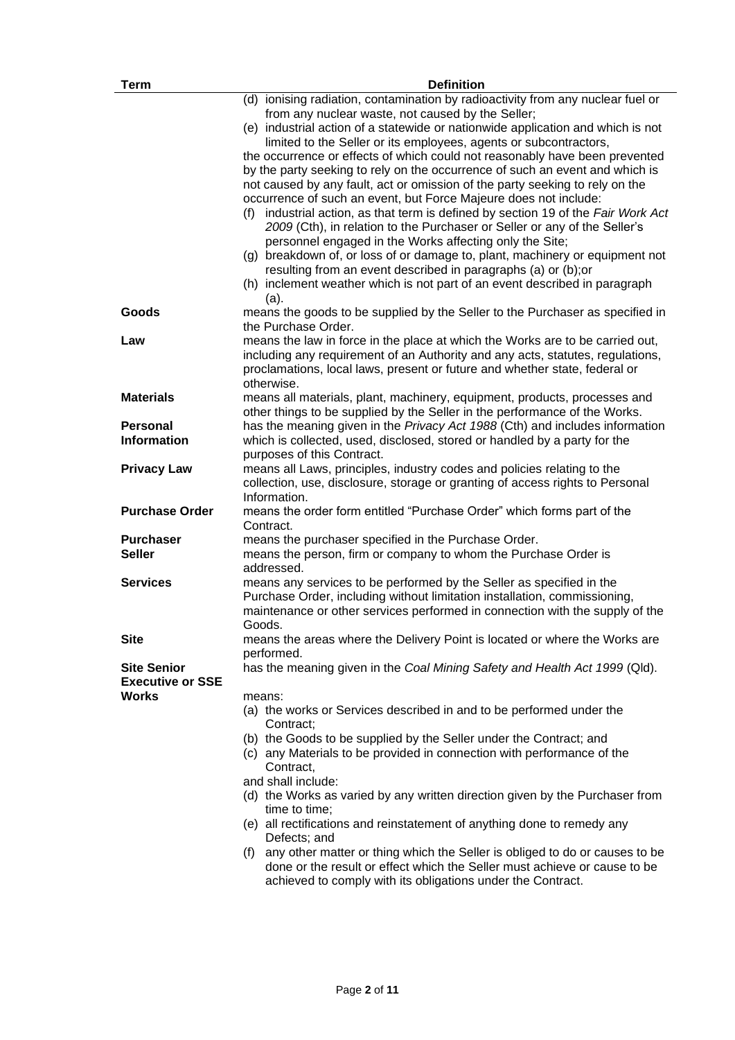| Term | Definition |
|---|---|
| | (d) ionising radiation, contamination by radioactivity from any nuclear fuel or from any nuclear waste, not caused by the Seller;<br>(e) industrial action of a statewide or nationwide application and which is not limited to the Seller or its employees, agents or subcontractors,<br>the occurrence or effects of which could not reasonably have been prevented by the party seeking to rely on the occurrence of such an event and which is not caused by any fault, act or omission of the party seeking to rely on the occurrence of such an event, but Force Majeure does not include:<br>(f) industrial action, as that term is defined by section 19 of the *Fair Work Act 2009* (Cth), in relation to the Purchaser or Seller or any of the Seller's personnel engaged in the Works affecting only the Site;<br>(g) breakdown of, or loss of or damage to, plant, machinery or equipment not resulting from an event described in paragraphs (a) or (b);or<br>(h) inclement weather which is not part of an event described in paragraph (a). |
| **Goods** | means the goods to be supplied by the Seller to the Purchaser as specified in the Purchase Order. |
| **Law** | means the law in force in the place at which the Works are to be carried out, including any requirement of an Authority and any acts, statutes, regulations, proclamations, local laws, present or future and whether state, federal or otherwise. |
| **Materials** | means all materials, plant, machinery, equipment, products, processes and other things to be supplied by the Seller in the performance of the Works. |
| **Personal Information** | has the meaning given in the *Privacy Act 1988* (Cth) and includes information which is collected, used, disclosed, stored or handled by a party for the purposes of this Contract. |
| **Privacy Law** | means all Laws, principles, industry codes and policies relating to the collection, use, disclosure, storage or granting of access rights to Personal Information. |
| **Purchase Order** | means the order form entitled "Purchase Order" which forms part of the Contract. |
| **Purchaser** | means the purchaser specified in the Purchase Order. |
| **Seller** | means the person, firm or company to whom the Purchase Order is addressed. |
| **Services** | means any services to be performed by the Seller as specified in the Purchase Order, including without limitation installation, commissioning, maintenance or other services performed in connection with the supply of the Goods. |
| **Site** | means the areas where the Delivery Point is located or where the Works are performed. |
| **Site Senior Executive or SSE** | has the meaning given in the *Coal Mining Safety and Health Act 1999* (Qld). |
| **Works** | means:<br>(a) the works or Services described in and to be performed under the Contract;<br>(b) the Goods to be supplied by the Seller under the Contract; and<br>(c) any Materials to be provided in connection with performance of the Contract,<br>and shall include:<br>(d) the Works as varied by any written direction given by the Purchaser from time to time;<br>(e) all rectifications and reinstatement of anything done to remedy any Defects; and<br>(f) any other matter or thing which the Seller is obliged to do or causes to be done or the result or effect which the Seller must achieve or cause to be achieved to comply with its obligations under the Contract. |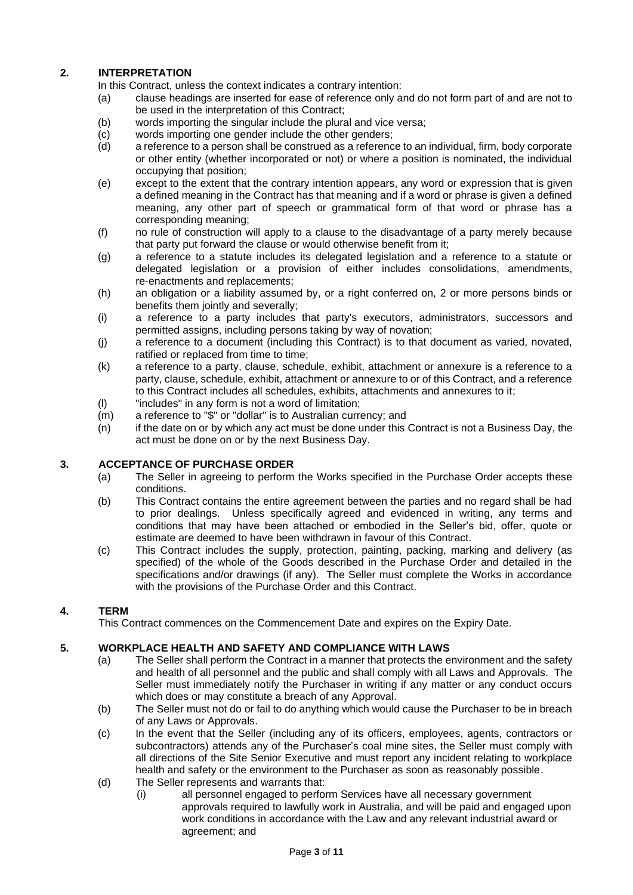## 2. INTERPRETATION

In this Contract, unless the context indicates a contrary intention:

(a) clause headings are inserted for ease of reference only and do not form part of and are not to be used in the interpretation of this Contract;

(b) words importing the singular include the plural and vice versa;

(c) words importing one gender include the other genders;

(d) a reference to a person shall be construed as a reference to an individual, firm, body corporate or other entity (whether incorporated or not) or where a position is nominated, the individual occupying that position;

(e) except to the extent that the contrary intention appears, any word or expression that is given a defined meaning in the Contract has that meaning and if a word or phrase is given a defined meaning, any other part of speech or grammatical form of that word or phrase has a corresponding meaning;

(f) no rule of construction will apply to a clause to the disadvantage of a party merely because that party put forward the clause or would otherwise benefit from it;

(g) a reference to a statute includes its delegated legislation and a reference to a statute or delegated legislation or a provision of either includes consolidations, amendments, re-enactments and replacements;

(h) an obligation or a liability assumed by, or a right conferred on, 2 or more persons binds or benefits them jointly and severally;

(i) a reference to a party includes that party's executors, administrators, successors and permitted assigns, including persons taking by way of novation;

(j) a reference to a document (including this Contract) is to that document as varied, novated, ratified or replaced from time to time;

(k) a reference to a party, clause, schedule, exhibit, attachment or annexure is a reference to a party, clause, schedule, exhibit, attachment or annexure to or of this Contract, and a reference to this Contract includes all schedules, exhibits, attachments and annexures to it;

(l) "includes" in any form is not a word of limitation;

(m) a reference to "$" or "dollar" is to Australian currency; and

(n) if the date on or by which any act must be done under this Contract is not a Business Day, the act must be done on or by the next Business Day.

## 3. ACCEPTANCE OF PURCHASE ORDER

(a) The Seller in agreeing to perform the Works specified in the Purchase Order accepts these conditions.

(b) This Contract contains the entire agreement between the parties and no regard shall be had to prior dealings. Unless specifically agreed and evidenced in writing, any terms and conditions that may have been attached or embodied in the Seller's bid, offer, quote or estimate are deemed to have been withdrawn in favour of this Contract.

(c) This Contract includes the supply, protection, painting, packing, marking and delivery (as specified) of the whole of the Goods described in the Purchase Order and detailed in the specifications and/or drawings (if any). The Seller must complete the Works in accordance with the provisions of the Purchase Order and this Contract.

## 4. TERM

This Contract commences on the Commencement Date and expires on the Expiry Date.

## 5. WORKPLACE HEALTH AND SAFETY AND COMPLIANCE WITH LAWS

(a) The Seller shall perform the Contract in a manner that protects the environment and the safety and health of all personnel and the public and shall comply with all Laws and Approvals. The Seller must immediately notify the Purchaser in writing if any matter or any conduct occurs which does or may constitute a breach of any Approval.

(b) The Seller must not do or fail to do anything which would cause the Purchaser to be in breach of any Laws or Approvals.

(c) In the event that the Seller (including any of its officers, employees, agents, contractors or subcontractors) attends any of the Purchaser's coal mine sites, the Seller must comply with all directions of the Site Senior Executive and must report any incident relating to workplace health and safety or the environment to the Purchaser as soon as reasonably possible.

(d) The Seller represents and warrants that:

(i) all personnel engaged to perform Services have all necessary government approvals required to lawfully work in Australia, and will be paid and engaged upon work conditions in accordance with the Law and any relevant industrial award or agreement; and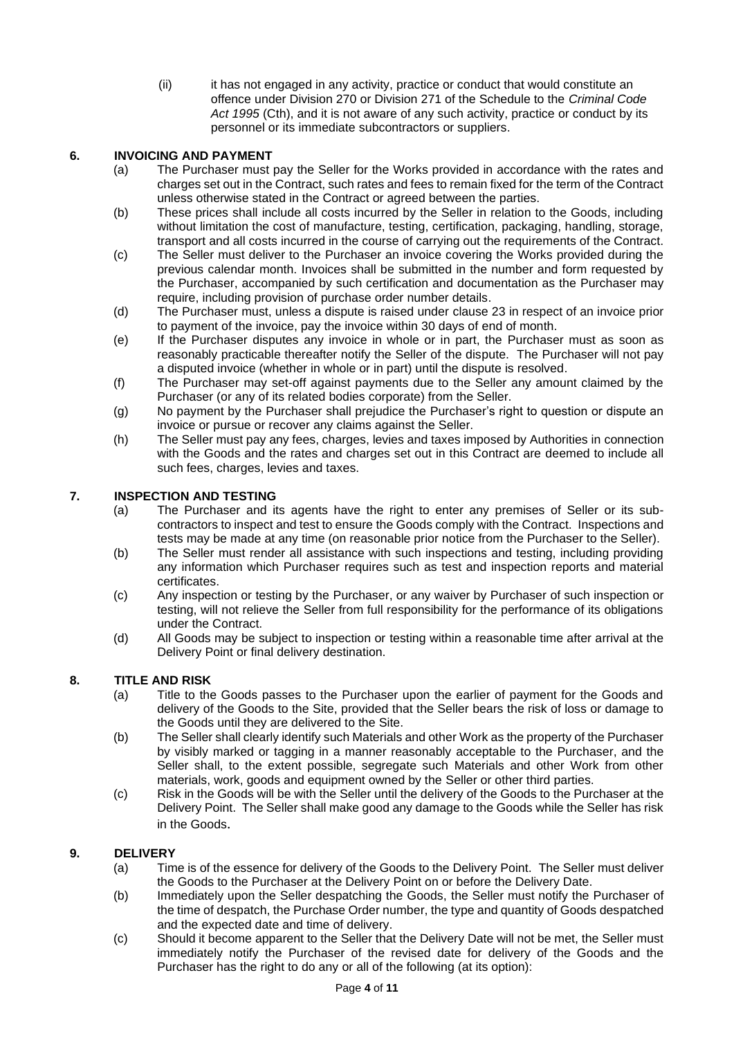(ii) it has not engaged in any activity, practice or conduct that would constitute an offence under Division 270 or Division 271 of the Schedule to the *Criminal Code Act 1995* (Cth), and it is not aware of any such activity, practice or conduct by its personnel or its immediate subcontractors or suppliers.

## 6. INVOICING AND PAYMENT

(a) The Purchaser must pay the Seller for the Works provided in accordance with the rates and charges set out in the Contract, such rates and fees to remain fixed for the term of the Contract unless otherwise stated in the Contract or agreed between the parties.

(b) These prices shall include all costs incurred by the Seller in relation to the Goods, including without limitation the cost of manufacture, testing, certification, packaging, handling, storage, transport and all costs incurred in the course of carrying out the requirements of the Contract.

(c) The Seller must deliver to the Purchaser an invoice covering the Works provided during the previous calendar month. Invoices shall be submitted in the number and form requested by the Purchaser, accompanied by such certification and documentation as the Purchaser may require, including provision of purchase order number details.

(d) The Purchaser must, unless a dispute is raised under clause 23 in respect of an invoice prior to payment of the invoice, pay the invoice within 30 days of end of month.

(e) If the Purchaser disputes any invoice in whole or in part, the Purchaser must as soon as reasonably practicable thereafter notify the Seller of the dispute. The Purchaser will not pay a disputed invoice (whether in whole or in part) until the dispute is resolved.

(f) The Purchaser may set-off against payments due to the Seller any amount claimed by the Purchaser (or any of its related bodies corporate) from the Seller.

(g) No payment by the Purchaser shall prejudice the Purchaser's right to question or dispute an invoice or pursue or recover any claims against the Seller.

(h) The Seller must pay any fees, charges, levies and taxes imposed by Authorities in connection with the Goods and the rates and charges set out in this Contract are deemed to include all such fees, charges, levies and taxes.

## 7. INSPECTION AND TESTING

(a) The Purchaser and its agents have the right to enter any premises of Seller or its sub-contractors to inspect and test to ensure the Goods comply with the Contract. Inspections and tests may be made at any time (on reasonable prior notice from the Purchaser to the Seller).

(b) The Seller must render all assistance with such inspections and testing, including providing any information which Purchaser requires such as test and inspection reports and material certificates.

(c) Any inspection or testing by the Purchaser, or any waiver by Purchaser of such inspection or testing, will not relieve the Seller from full responsibility for the performance of its obligations under the Contract.

(d) All Goods may be subject to inspection or testing within a reasonable time after arrival at the Delivery Point or final delivery destination.

## 8. TITLE AND RISK

(a) Title to the Goods passes to the Purchaser upon the earlier of payment for the Goods and delivery of the Goods to the Site, provided that the Seller bears the risk of loss or damage to the Goods until they are delivered to the Site.

(b) The Seller shall clearly identify such Materials and other Work as the property of the Purchaser by visibly marked or tagging in a manner reasonably acceptable to the Purchaser, and the Seller shall, to the extent possible, segregate such Materials and other Work from other materials, work, goods and equipment owned by the Seller or other third parties.

(c) Risk in the Goods will be with the Seller until the delivery of the Goods to the Purchaser at the Delivery Point. The Seller shall make good any damage to the Goods while the Seller has risk in the Goods.

## 9. DELIVERY

(a) Time is of the essence for delivery of the Goods to the Delivery Point. The Seller must deliver the Goods to the Purchaser at the Delivery Point on or before the Delivery Date.

(b) Immediately upon the Seller despatching the Goods, the Seller must notify the Purchaser of the time of despatch, the Purchase Order number, the type and quantity of Goods despatched and the expected date and time of delivery.

(c) Should it become apparent to the Seller that the Delivery Date will not be met, the Seller must immediately notify the Purchaser of the revised date for delivery of the Goods and the Purchaser has the right to do any or all of the following (at its option):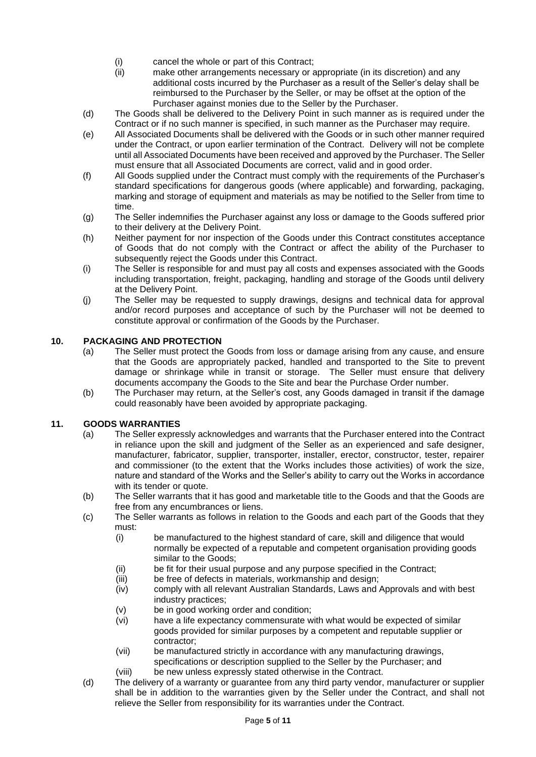- (i) cancel the whole or part of this Contract;
- (ii) make other arrangements necessary or appropriate (in its discretion) and any additional costs incurred by the Purchaser as a result of the Seller's delay shall be reimbursed to the Purchaser by the Seller, or may be offset at the option of the Purchaser against monies due to the Seller by the Purchaser.

(d) The Goods shall be delivered to the Delivery Point in such manner as is required under the Contract or if no such manner is specified, in such manner as the Purchaser may require.

(e) All Associated Documents shall be delivered with the Goods or in such other manner required under the Contract, or upon earlier termination of the Contract. Delivery will not be complete until all Associated Documents have been received and approved by the Purchaser. The Seller must ensure that all Associated Documents are correct, valid and in good order.

(f) All Goods supplied under the Contract must comply with the requirements of the Purchaser's standard specifications for dangerous goods (where applicable) and forwarding, packaging, marking and storage of equipment and materials as may be notified to the Seller from time to time.

(g) The Seller indemnifies the Purchaser against any loss or damage to the Goods suffered prior to their delivery at the Delivery Point.

(h) Neither payment for nor inspection of the Goods under this Contract constitutes acceptance of Goods that do not comply with the Contract or affect the ability of the Purchaser to subsequently reject the Goods under this Contract.

(i) The Seller is responsible for and must pay all costs and expenses associated with the Goods including transportation, freight, packaging, handling and storage of the Goods until delivery at the Delivery Point.

(j) The Seller may be requested to supply drawings, designs and technical data for approval and/or record purposes and acceptance of such by the Purchaser will not be deemed to constitute approval or confirmation of the Goods by the Purchaser.

## 10. PACKAGING AND PROTECTION

(a) The Seller must protect the Goods from loss or damage arising from any cause, and ensure that the Goods are appropriately packed, handled and transported to the Site to prevent damage or shrinkage while in transit or storage. The Seller must ensure that delivery documents accompany the Goods to the Site and bear the Purchase Order number.

(b) The Purchaser may return, at the Seller's cost, any Goods damaged in transit if the damage could reasonably have been avoided by appropriate packaging.

## 11. GOODS WARRANTIES

(a) The Seller expressly acknowledges and warrants that the Purchaser entered into the Contract in reliance upon the skill and judgment of the Seller as an experienced and safe designer, manufacturer, fabricator, supplier, transporter, installer, erector, constructor, tester, repairer and commissioner (to the extent that the Works includes those activities) of work the size, nature and standard of the Works and the Seller's ability to carry out the Works in accordance with its tender or quote.

(b) The Seller warrants that it has good and marketable title to the Goods and that the Goods are free from any encumbrances or liens.

(c) The Seller warrants as follows in relation to the Goods and each part of the Goods that they must:

- (i) be manufactured to the highest standard of care, skill and diligence that would normally be expected of a reputable and competent organisation providing goods similar to the Goods;
- (ii) be fit for their usual purpose and any purpose specified in the Contract;
- (iii) be free of defects in materials, workmanship and design;
- (iv) comply with all relevant Australian Standards, Laws and Approvals and with best industry practices;
- (v) be in good working order and condition;
- (vi) have a life expectancy commensurate with what would be expected of similar goods provided for similar purposes by a competent and reputable supplier or contractor;
- (vii) be manufactured strictly in accordance with any manufacturing drawings, specifications or description supplied to the Seller by the Purchaser; and
- (viii) be new unless expressly stated otherwise in the Contract.

(d) The delivery of a warranty or guarantee from any third party vendor, manufacturer or supplier shall be in addition to the warranties given by the Seller under the Contract, and shall not relieve the Seller from responsibility for its warranties under the Contract.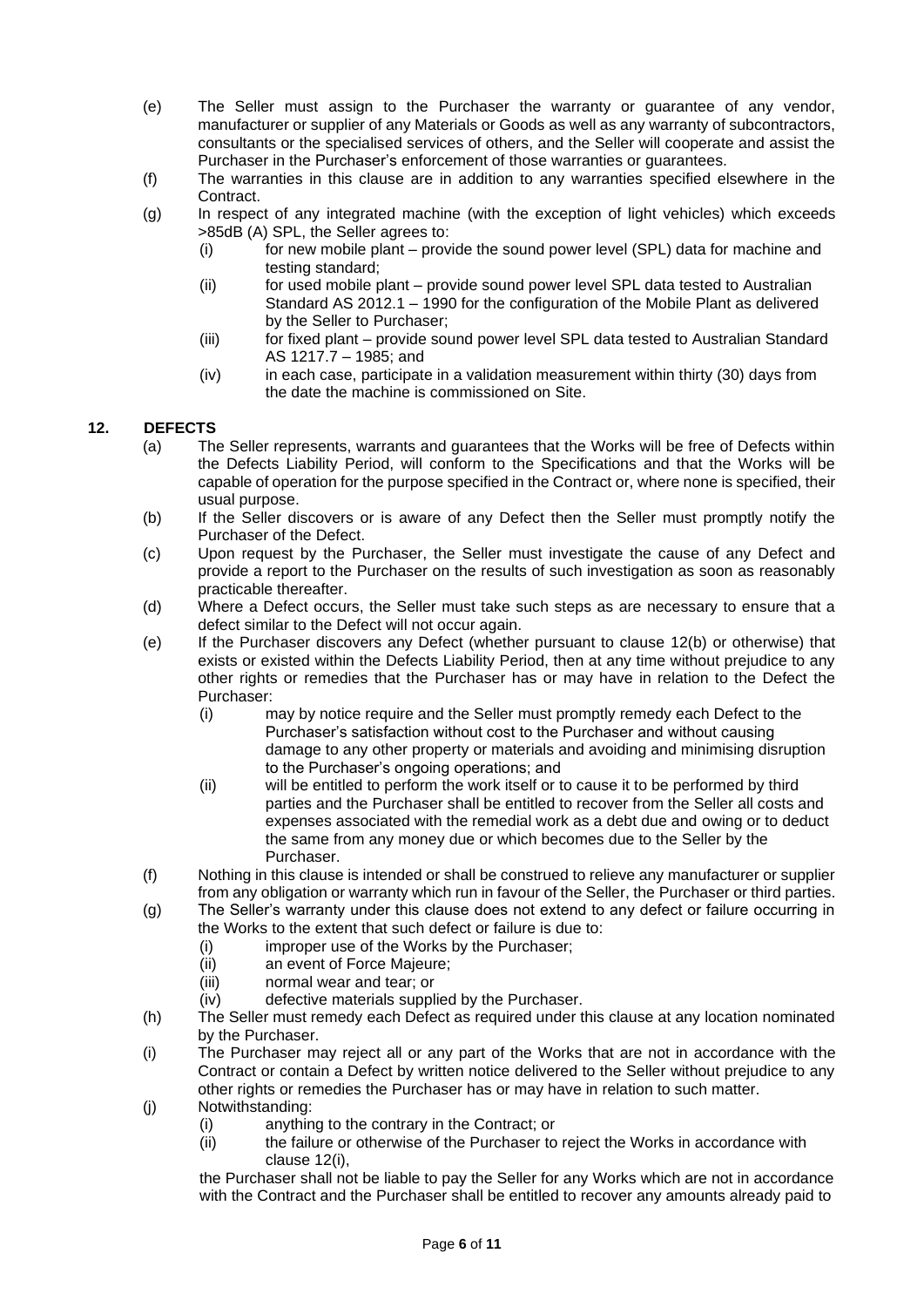(e) The Seller must assign to the Purchaser the warranty or guarantee of any vendor, manufacturer or supplier of any Materials or Goods as well as any warranty of subcontractors, consultants or the specialised services of others, and the Seller will cooperate and assist the Purchaser in the Purchaser's enforcement of those warranties or guarantees.

(f) The warranties in this clause are in addition to any warranties specified elsewhere in the Contract.

(g) In respect of any integrated machine (with the exception of light vehicles) which exceeds >85dB (A) SPL, the Seller agrees to:

   (i) for new mobile plant – provide the sound power level (SPL) data for machine and testing standard;

   (ii) for used mobile plant – provide sound power level SPL data tested to Australian Standard AS 2012.1 – 1990 for the configuration of the Mobile Plant as delivered by the Seller to Purchaser;

   (iii) for fixed plant – provide sound power level SPL data tested to Australian Standard AS 1217.7 – 1985; and

   (iv) in each case, participate in a validation measurement within thirty (30) days from the date the machine is commissioned on Site.

## 12. DEFECTS

(a) The Seller represents, warrants and guarantees that the Works will be free of Defects within the Defects Liability Period, will conform to the Specifications and that the Works will be capable of operation for the purpose specified in the Contract or, where none is specified, their usual purpose.

(b) If the Seller discovers or is aware of any Defect then the Seller must promptly notify the Purchaser of the Defect.

(c) Upon request by the Purchaser, the Seller must investigate the cause of any Defect and provide a report to the Purchaser on the results of such investigation as soon as reasonably practicable thereafter.

(d) Where a Defect occurs, the Seller must take such steps as are necessary to ensure that a defect similar to the Defect will not occur again.

(e) If the Purchaser discovers any Defect (whether pursuant to clause 12(b) or otherwise) that exists or existed within the Defects Liability Period, then at any time without prejudice to any other rights or remedies that the Purchaser has or may have in relation to the Defect the Purchaser:

   (i) may by notice require and the Seller must promptly remedy each Defect to the Purchaser's satisfaction without cost to the Purchaser and without causing damage to any other property or materials and avoiding and minimising disruption to the Purchaser's ongoing operations; and

   (ii) will be entitled to perform the work itself or to cause it to be performed by third parties and the Purchaser shall be entitled to recover from the Seller all costs and expenses associated with the remedial work as a debt due and owing or to deduct the same from any money due or which becomes due to the Seller by the Purchaser.

(f) Nothing in this clause is intended or shall be construed to relieve any manufacturer or supplier from any obligation or warranty which run in favour of the Seller, the Purchaser or third parties.

(g) The Seller's warranty under this clause does not extend to any defect or failure occurring in the Works to the extent that such defect or failure is due to:

   (i) improper use of the Works by the Purchaser;

   (ii) an event of Force Majeure;

   (iii) normal wear and tear; or

   (iv) defective materials supplied by the Purchaser.

(h) The Seller must remedy each Defect as required under this clause at any location nominated by the Purchaser.

(i) The Purchaser may reject all or any part of the Works that are not in accordance with the Contract or contain a Defect by written notice delivered to the Seller without prejudice to any other rights or remedies the Purchaser has or may have in relation to such matter.

(j) Notwithstanding:

   (i) anything to the contrary in the Contract; or

   (ii) the failure or otherwise of the Purchaser to reject the Works in accordance with clause 12(i),

   the Purchaser shall not be liable to pay the Seller for any Works which are not in accordance with the Contract and the Purchaser shall be entitled to recover any amounts already paid to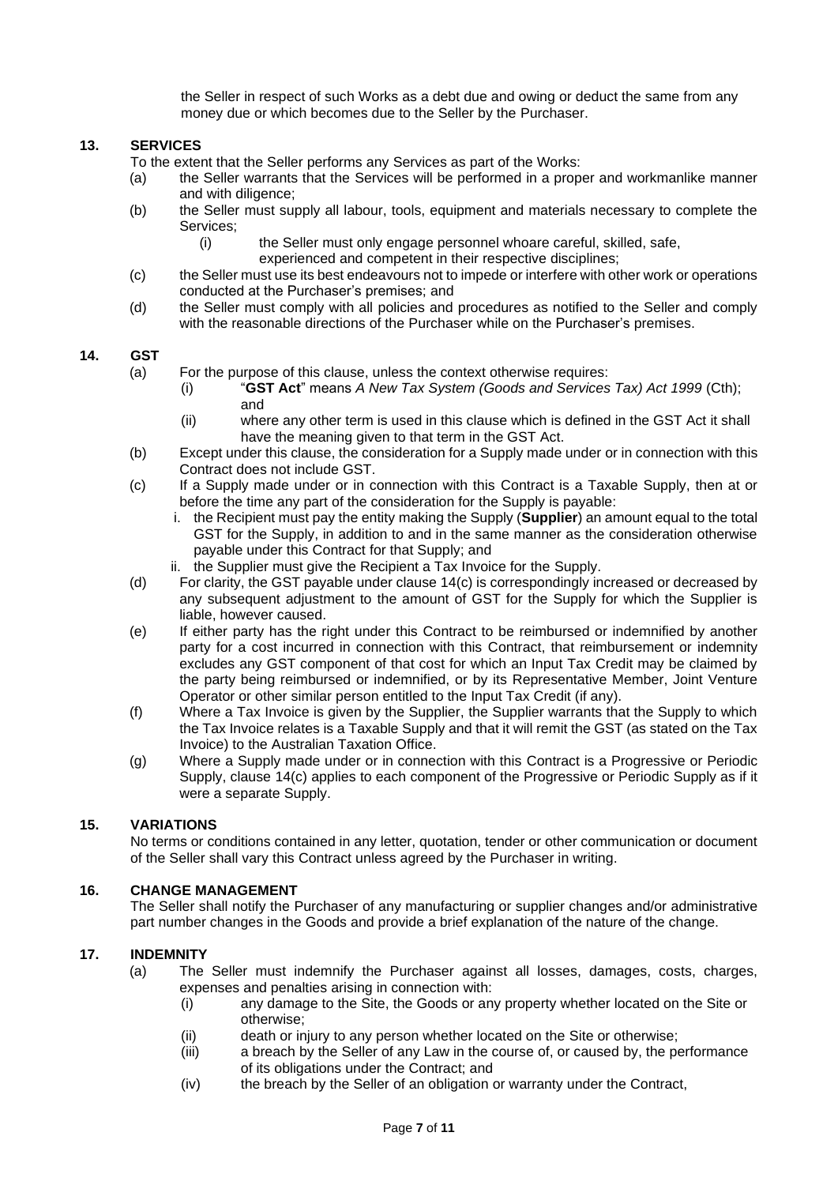the Seller in respect of such Works as a debt due and owing or deduct the same from any money due or which becomes due to the Seller by the Purchaser.

## 13. SERVICES

To the extent that the Seller performs any Services as part of the Works:

(a) the Seller warrants that the Services will be performed in a proper and workmanlike manner and with diligence;

(b) the Seller must supply all labour, tools, equipment and materials necessary to complete the Services;

  (i) the Seller must only engage personnel whoare careful, skilled, safe, experienced and competent in their respective disciplines;

(c) the Seller must use its best endeavours not to impede or interfere with other work or operations conducted at the Purchaser's premises; and

(d) the Seller must comply with all policies and procedures as notified to the Seller and comply with the reasonable directions of the Purchaser while on the Purchaser's premises.

## 14. GST

(a) For the purpose of this clause, unless the context otherwise requires:

  (i) "**GST Act**" means *A New Tax System (Goods and Services Tax) Act 1999* (Cth); and

  (ii) where any other term is used in this clause which is defined in the GST Act it shall have the meaning given to that term in the GST Act.

(b) Except under this clause, the consideration for a Supply made under or in connection with this Contract does not include GST.

(c) If a Supply made under or in connection with this Contract is a Taxable Supply, then at or before the time any part of the consideration for the Supply is payable:

  i. the Recipient must pay the entity making the Supply (**Supplier**) an amount equal to the total GST for the Supply, in addition to and in the same manner as the consideration otherwise payable under this Contract for that Supply; and

  ii. the Supplier must give the Recipient a Tax Invoice for the Supply.

(d) For clarity, the GST payable under clause 14(c) is correspondingly increased or decreased by any subsequent adjustment to the amount of GST for the Supply for which the Supplier is liable, however caused.

(e) If either party has the right under this Contract to be reimbursed or indemnified by another party for a cost incurred in connection with this Contract, that reimbursement or indemnity excludes any GST component of that cost for which an Input Tax Credit may be claimed by the party being reimbursed or indemnified, or by its Representative Member, Joint Venture Operator or other similar person entitled to the Input Tax Credit (if any).

(f) Where a Tax Invoice is given by the Supplier, the Supplier warrants that the Supply to which the Tax Invoice relates is a Taxable Supply and that it will remit the GST (as stated on the Tax Invoice) to the Australian Taxation Office.

(g) Where a Supply made under or in connection with this Contract is a Progressive or Periodic Supply, clause 14(c) applies to each component of the Progressive or Periodic Supply as if it were a separate Supply.

## 15. VARIATIONS

No terms or conditions contained in any letter, quotation, tender or other communication or document of the Seller shall vary this Contract unless agreed by the Purchaser in writing.

## 16. CHANGE MANAGEMENT

The Seller shall notify the Purchaser of any manufacturing or supplier changes and/or administrative part number changes in the Goods and provide a brief explanation of the nature of the change.

## 17. INDEMNITY

(a) The Seller must indemnify the Purchaser against all losses, damages, costs, charges, expenses and penalties arising in connection with:

  (i) any damage to the Site, the Goods or any property whether located on the Site or otherwise;

  (ii) death or injury to any person whether located on the Site or otherwise;

  (iii) a breach by the Seller of any Law in the course of, or caused by, the performance of its obligations under the Contract; and

  (iv) the breach by the Seller of an obligation or warranty under the Contract,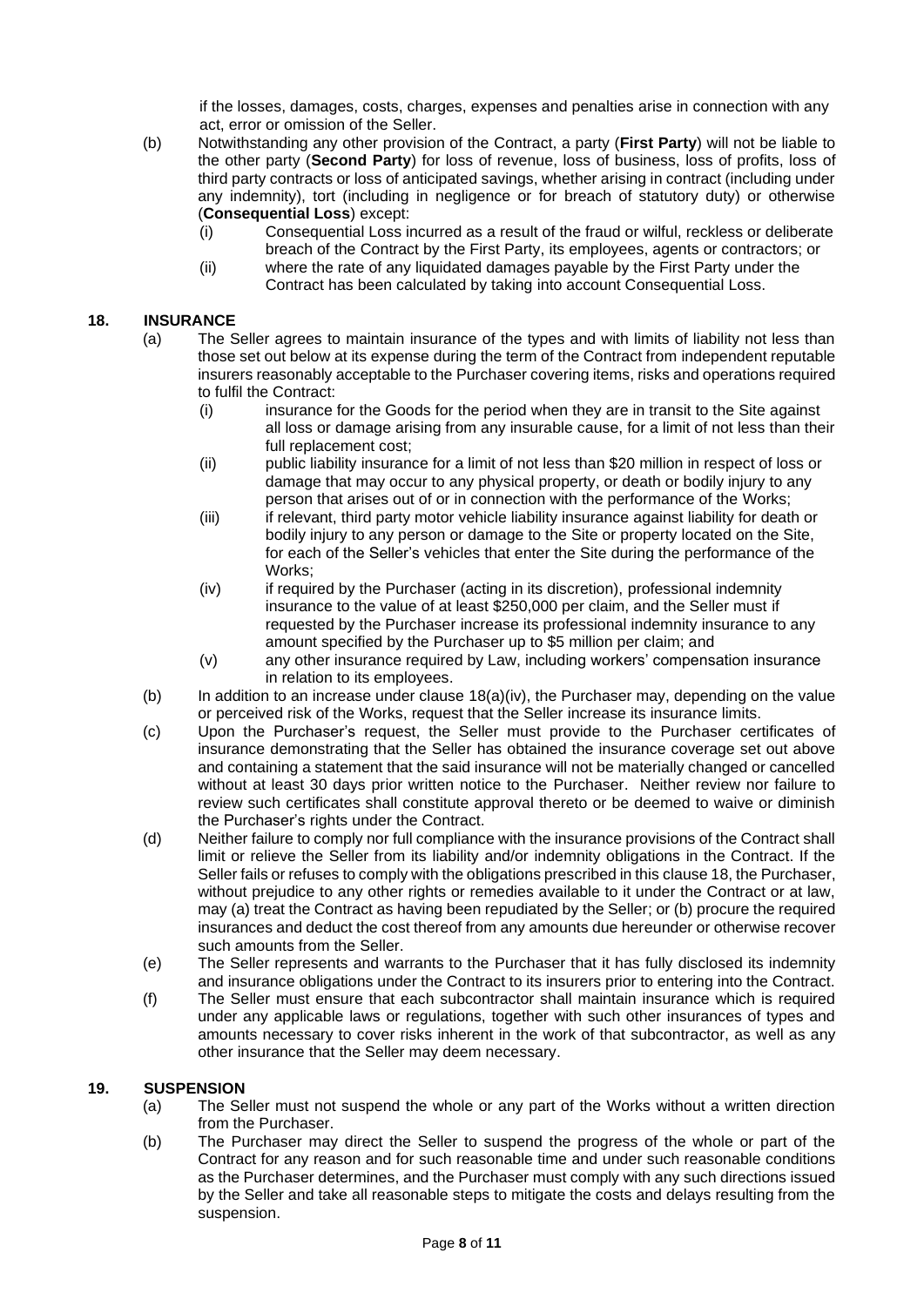if the losses, damages, costs, charges, expenses and penalties arise in connection with any act, error or omission of the Seller.

(b) Notwithstanding any other provision of the Contract, a party (**First Party**) will not be liable to the other party (**Second Party**) for loss of revenue, loss of business, loss of profits, loss of third party contracts or loss of anticipated savings, whether arising in contract (including under any indemnity), tort (including in negligence or for breach of statutory duty) or otherwise (**Consequential Loss**) except:

   (i) Consequential Loss incurred as a result of the fraud or wilful, reckless or deliberate breach of the Contract by the First Party, its employees, agents or contractors; or

   (ii) where the rate of any liquidated damages payable by the First Party under the Contract has been calculated by taking into account Consequential Loss.

## 18. INSURANCE

(a) The Seller agrees to maintain insurance of the types and with limits of liability not less than those set out below at its expense during the term of the Contract from independent reputable insurers reasonably acceptable to the Purchaser covering items, risks and operations required to fulfil the Contract:

   (i) insurance for the Goods for the period when they are in transit to the Site against all loss or damage arising from any insurable cause, for a limit of not less than their full replacement cost;

   (ii) public liability insurance for a limit of not less than $20 million in respect of loss or damage that may occur to any physical property, or death or bodily injury to any person that arises out of or in connection with the performance of the Works;

   (iii) if relevant, third party motor vehicle liability insurance against liability for death or bodily injury to any person or damage to the Site or property located on the Site, for each of the Seller's vehicles that enter the Site during the performance of the Works;

   (iv) if required by the Purchaser (acting in its discretion), professional indemnity insurance to the value of at least $250,000 per claim, and the Seller must if requested by the Purchaser increase its professional indemnity insurance to any amount specified by the Purchaser up to $5 million per claim; and

   (v) any other insurance required by Law, including workers' compensation insurance in relation to its employees.

(b) In addition to an increase under clause 18(a)(iv), the Purchaser may, depending on the value or perceived risk of the Works, request that the Seller increase its insurance limits.

(c) Upon the Purchaser's request, the Seller must provide to the Purchaser certificates of insurance demonstrating that the Seller has obtained the insurance coverage set out above and containing a statement that the said insurance will not be materially changed or cancelled without at least 30 days prior written notice to the Purchaser. Neither review nor failure to review such certificates shall constitute approval thereto or be deemed to waive or diminish the Purchaser's rights under the Contract.

(d) Neither failure to comply nor full compliance with the insurance provisions of the Contract shall limit or relieve the Seller from its liability and/or indemnity obligations in the Contract. If the Seller fails or refuses to comply with the obligations prescribed in this clause 18, the Purchaser, without prejudice to any other rights or remedies available to it under the Contract or at law, may (a) treat the Contract as having been repudiated by the Seller; or (b) procure the required insurances and deduct the cost thereof from any amounts due hereunder or otherwise recover such amounts from the Seller.

(e) The Seller represents and warrants to the Purchaser that it has fully disclosed its indemnity and insurance obligations under the Contract to its insurers prior to entering into the Contract.

(f) The Seller must ensure that each subcontractor shall maintain insurance which is required under any applicable laws or regulations, together with such other insurances of types and amounts necessary to cover risks inherent in the work of that subcontractor, as well as any other insurance that the Seller may deem necessary.

## 19. SUSPENSION

(a) The Seller must not suspend the whole or any part of the Works without a written direction from the Purchaser.

(b) The Purchaser may direct the Seller to suspend the progress of the whole or part of the Contract for any reason and for such reasonable time and under such reasonable conditions as the Purchaser determines, and the Purchaser must comply with any such directions issued by the Seller and take all reasonable steps to mitigate the costs and delays resulting from the suspension.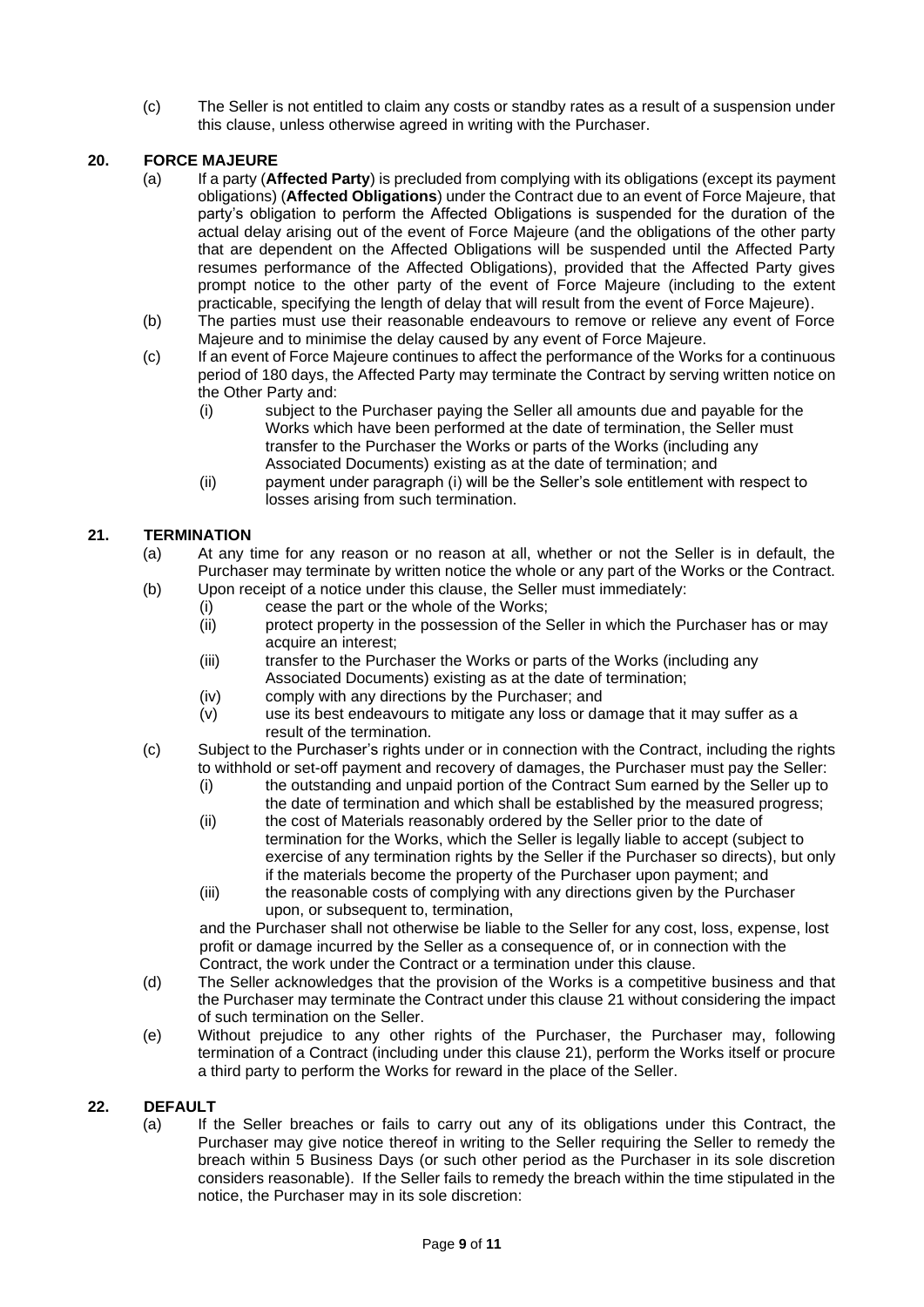(c) The Seller is not entitled to claim any costs or standby rates as a result of a suspension under this clause, unless otherwise agreed in writing with the Purchaser.

## 20. FORCE MAJEURE

(a) If a party (**Affected Party**) is precluded from complying with its obligations (except its payment obligations) (**Affected Obligations**) under the Contract due to an event of Force Majeure, that party's obligation to perform the Affected Obligations is suspended for the duration of the actual delay arising out of the event of Force Majeure (and the obligations of the other party that are dependent on the Affected Obligations will be suspended until the Affected Party resumes performance of the Affected Obligations), provided that the Affected Party gives prompt notice to the other party of the event of Force Majeure (including to the extent practicable, specifying the length of delay that will result from the event of Force Majeure).

(b) The parties must use their reasonable endeavours to remove or relieve any event of Force Majeure and to minimise the delay caused by any event of Force Majeure.

(c) If an event of Force Majeure continues to affect the performance of the Works for a continuous period of 180 days, the Affected Party may terminate the Contract by serving written notice on the Other Party and:

(i) subject to the Purchaser paying the Seller all amounts due and payable for the Works which have been performed at the date of termination, the Seller must transfer to the Purchaser the Works or parts of the Works (including any Associated Documents) existing as at the date of termination; and

(ii) payment under paragraph (i) will be the Seller's sole entitlement with respect to losses arising from such termination.

## 21. TERMINATION

(a) At any time for any reason or no reason at all, whether or not the Seller is in default, the Purchaser may terminate by written notice the whole or any part of the Works or the Contract.

(b) Upon receipt of a notice under this clause, the Seller must immediately:

(i) cease the part or the whole of the Works;

(ii) protect property in the possession of the Seller in which the Purchaser has or may acquire an interest;

(iii) transfer to the Purchaser the Works or parts of the Works (including any Associated Documents) existing as at the date of termination;

(iv) comply with any directions by the Purchaser; and

(v) use its best endeavours to mitigate any loss or damage that it may suffer as a result of the termination.

(c) Subject to the Purchaser's rights under or in connection with the Contract, including the rights to withhold or set-off payment and recovery of damages, the Purchaser must pay the Seller:

(i) the outstanding and unpaid portion of the Contract Sum earned by the Seller up to the date of termination and which shall be established by the measured progress;

(ii) the cost of Materials reasonably ordered by the Seller prior to the date of termination for the Works, which the Seller is legally liable to accept (subject to exercise of any termination rights by the Seller if the Purchaser so directs), but only if the materials become the property of the Purchaser upon payment; and

(iii) the reasonable costs of complying with any directions given by the Purchaser upon, or subsequent to, termination,

and the Purchaser shall not otherwise be liable to the Seller for any cost, loss, expense, lost profit or damage incurred by the Seller as a consequence of, or in connection with the Contract, the work under the Contract or a termination under this clause.

(d) The Seller acknowledges that the provision of the Works is a competitive business and that the Purchaser may terminate the Contract under this clause 21 without considering the impact of such termination on the Seller.

(e) Without prejudice to any other rights of the Purchaser, the Purchaser may, following termination of a Contract (including under this clause 21), perform the Works itself or procure a third party to perform the Works for reward in the place of the Seller.

## 22. DEFAULT

(a) If the Seller breaches or fails to carry out any of its obligations under this Contract, the Purchaser may give notice thereof in writing to the Seller requiring the Seller to remedy the breach within 5 Business Days (or such other period as the Purchaser in its sole discretion considers reasonable). If the Seller fails to remedy the breach within the time stipulated in the notice, the Purchaser may in its sole discretion: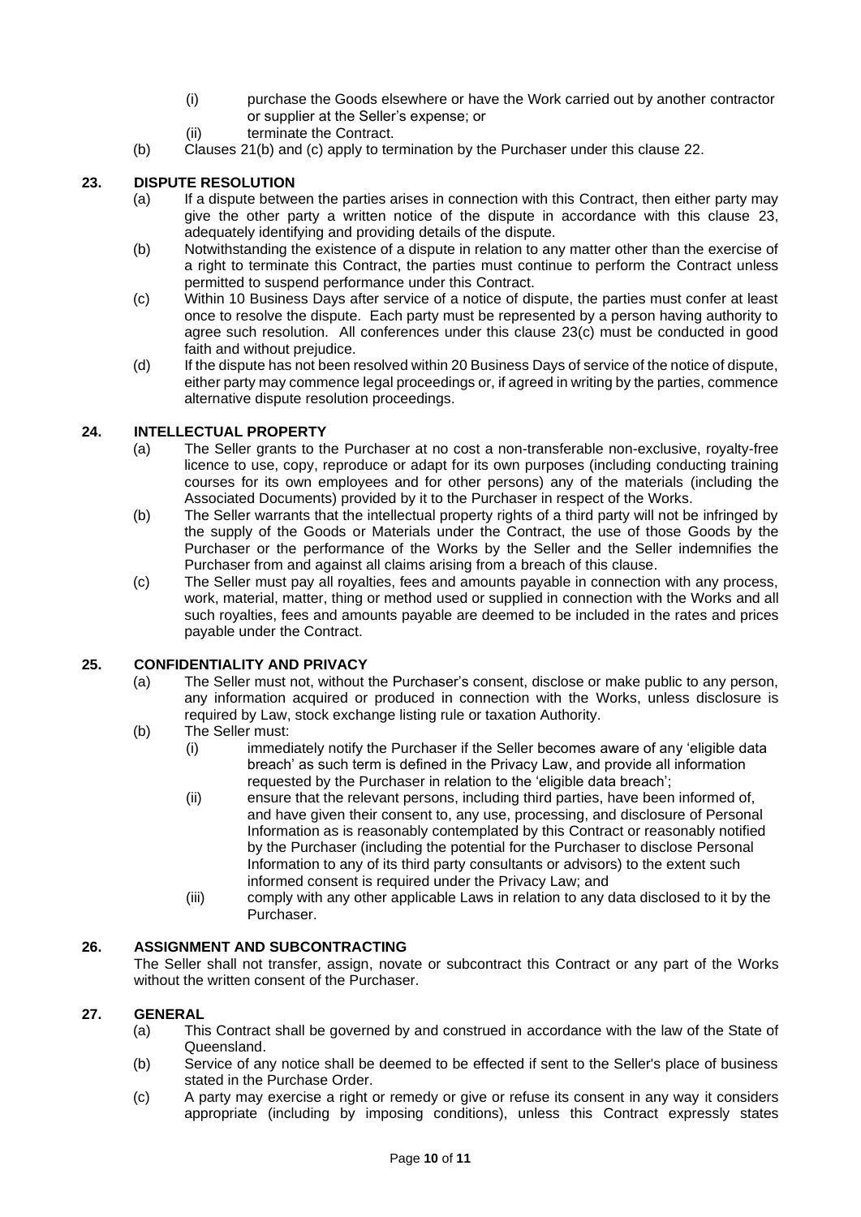(i) purchase the Goods elsewhere or have the Work carried out by another contractor or supplier at the Seller's expense; or

(ii) terminate the Contract.

(b) Clauses 21(b) and (c) apply to termination by the Purchaser under this clause 22.

## 23. DISPUTE RESOLUTION

(a) If a dispute between the parties arises in connection with this Contract, then either party may give the other party a written notice of the dispute in accordance with this clause 23, adequately identifying and providing details of the dispute.

(b) Notwithstanding the existence of a dispute in relation to any matter other than the exercise of a right to terminate this Contract, the parties must continue to perform the Contract unless permitted to suspend performance under this Contract.

(c) Within 10 Business Days after service of a notice of dispute, the parties must confer at least once to resolve the dispute. Each party must be represented by a person having authority to agree such resolution. All conferences under this clause 23(c) must be conducted in good faith and without prejudice.

(d) If the dispute has not been resolved within 20 Business Days of service of the notice of dispute, either party may commence legal proceedings or, if agreed in writing by the parties, commence alternative dispute resolution proceedings.

## 24. INTELLECTUAL PROPERTY

(a) The Seller grants to the Purchaser at no cost a non-transferable non-exclusive, royalty-free licence to use, copy, reproduce or adapt for its own purposes (including conducting training courses for its own employees and for other persons) any of the materials (including the Associated Documents) provided by it to the Purchaser in respect of the Works.

(b) The Seller warrants that the intellectual property rights of a third party will not be infringed by the supply of the Goods or Materials under the Contract, the use of those Goods by the Purchaser or the performance of the Works by the Seller and the Seller indemnifies the Purchaser from and against all claims arising from a breach of this clause.

(c) The Seller must pay all royalties, fees and amounts payable in connection with any process, work, material, matter, thing or method used or supplied in connection with the Works and all such royalties, fees and amounts payable are deemed to be included in the rates and prices payable under the Contract.

## 25. CONFIDENTIALITY AND PRIVACY

(a) The Seller must not, without the Purchaser's consent, disclose or make public to any person, any information acquired or produced in connection with the Works, unless disclosure is required by Law, stock exchange listing rule or taxation Authority.

(b) The Seller must:

(i) immediately notify the Purchaser if the Seller becomes aware of any 'eligible data breach' as such term is defined in the Privacy Law, and provide all information requested by the Purchaser in relation to the 'eligible data breach';

(ii) ensure that the relevant persons, including third parties, have been informed of, and have given their consent to, any use, processing, and disclosure of Personal Information as is reasonably contemplated by this Contract or reasonably notified by the Purchaser (including the potential for the Purchaser to disclose Personal Information to any of its third party consultants or advisors) to the extent such informed consent is required under the Privacy Law; and

(iii) comply with any other applicable Laws in relation to any data disclosed to it by the Purchaser.

## 26. ASSIGNMENT AND SUBCONTRACTING

The Seller shall not transfer, assign, novate or subcontract this Contract or any part of the Works without the written consent of the Purchaser.

## 27. GENERAL

(a) This Contract shall be governed by and construed in accordance with the law of the State of Queensland.

(b) Service of any notice shall be deemed to be effected if sent to the Seller's place of business stated in the Purchase Order.

(c) A party may exercise a right or remedy or give or refuse its consent in any way it considers appropriate (including by imposing conditions), unless this Contract expressly states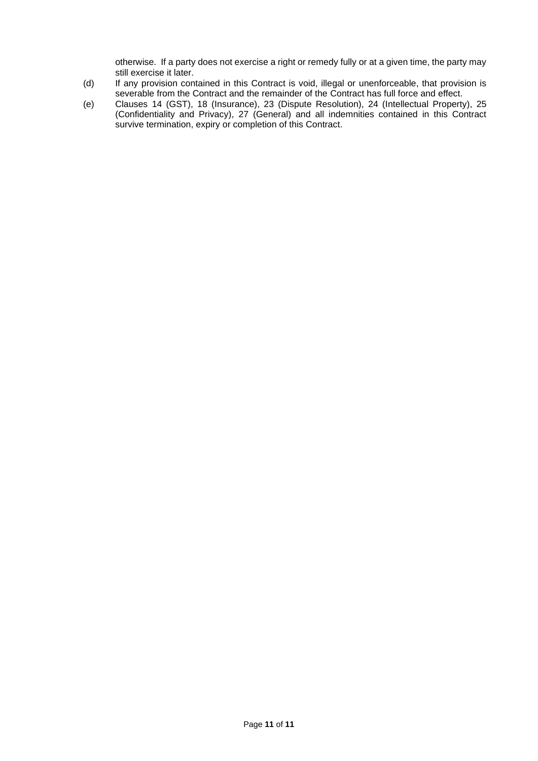otherwise. If a party does not exercise a right or remedy fully or at a given time, the party may still exercise it later.

(d) If any provision contained in this Contract is void, illegal or unenforceable, that provision is severable from the Contract and the remainder of the Contract has full force and effect.

(e) Clauses 14 (GST), 18 (Insurance), 23 (Dispute Resolution), 24 (Intellectual Property), 25 (Confidentiality and Privacy), 27 (General) and all indemnities contained in this Contract survive termination, expiry or completion of this Contract.